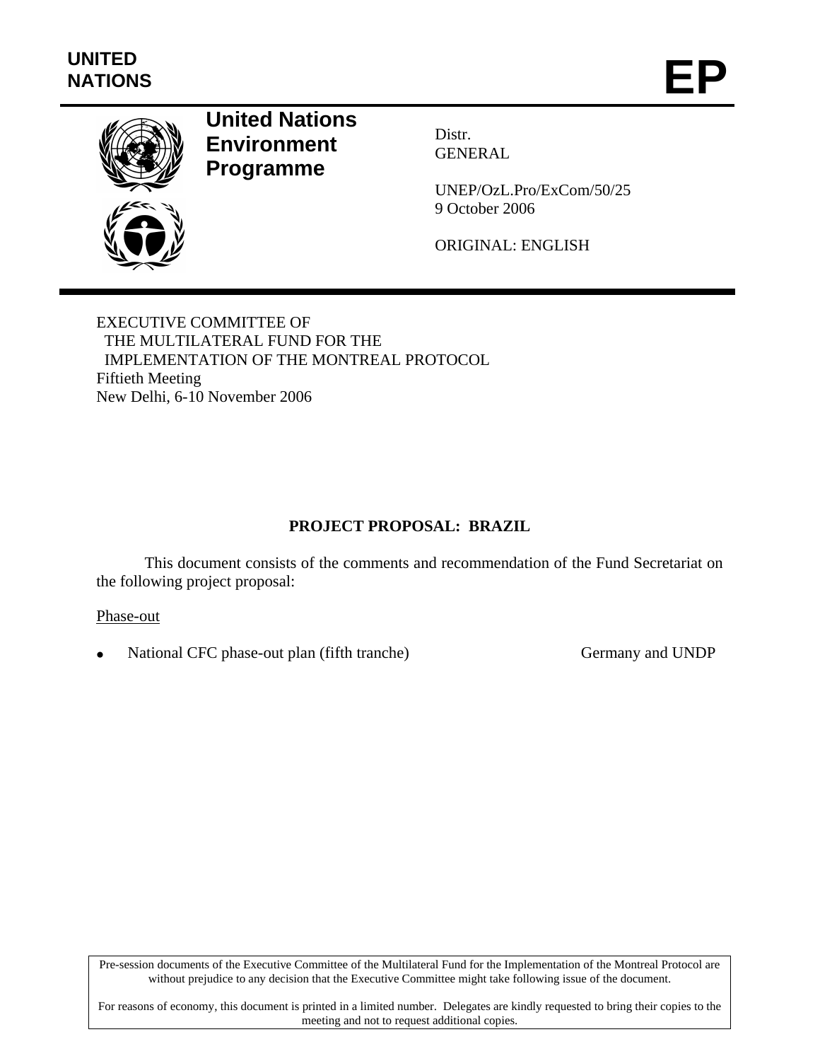UNITED NATIONS

# EP

**United Nations Environment Programme**

Distr.
GENERAL

UNEP/OzL.Pro/ExCom/50/25
9 October 2006

ORIGINAL: ENGLISH

EXECUTIVE COMMITTEE OF
THE MULTILATERAL FUND FOR THE
IMPLEMENTATION OF THE MONTREAL PROTOCOL
Fiftieth Meeting
New Delhi, 6-10 November 2006

## PROJECT PROPOSAL: BRAZIL

This document consists of the comments and recommendation of the Fund Secretariat on the following project proposal:

Phase-out

- National CFC phase-out plan (fifth tranche) — Germany and UNDP

Pre-session documents of the Executive Committee of the Multilateral Fund for the Implementation of the Montreal Protocol are without prejudice to any decision that the Executive Committee might take following issue of the document.

For reasons of economy, this document is printed in a limited number. Delegates are kindly requested to bring their copies to the meeting and not to request additional copies.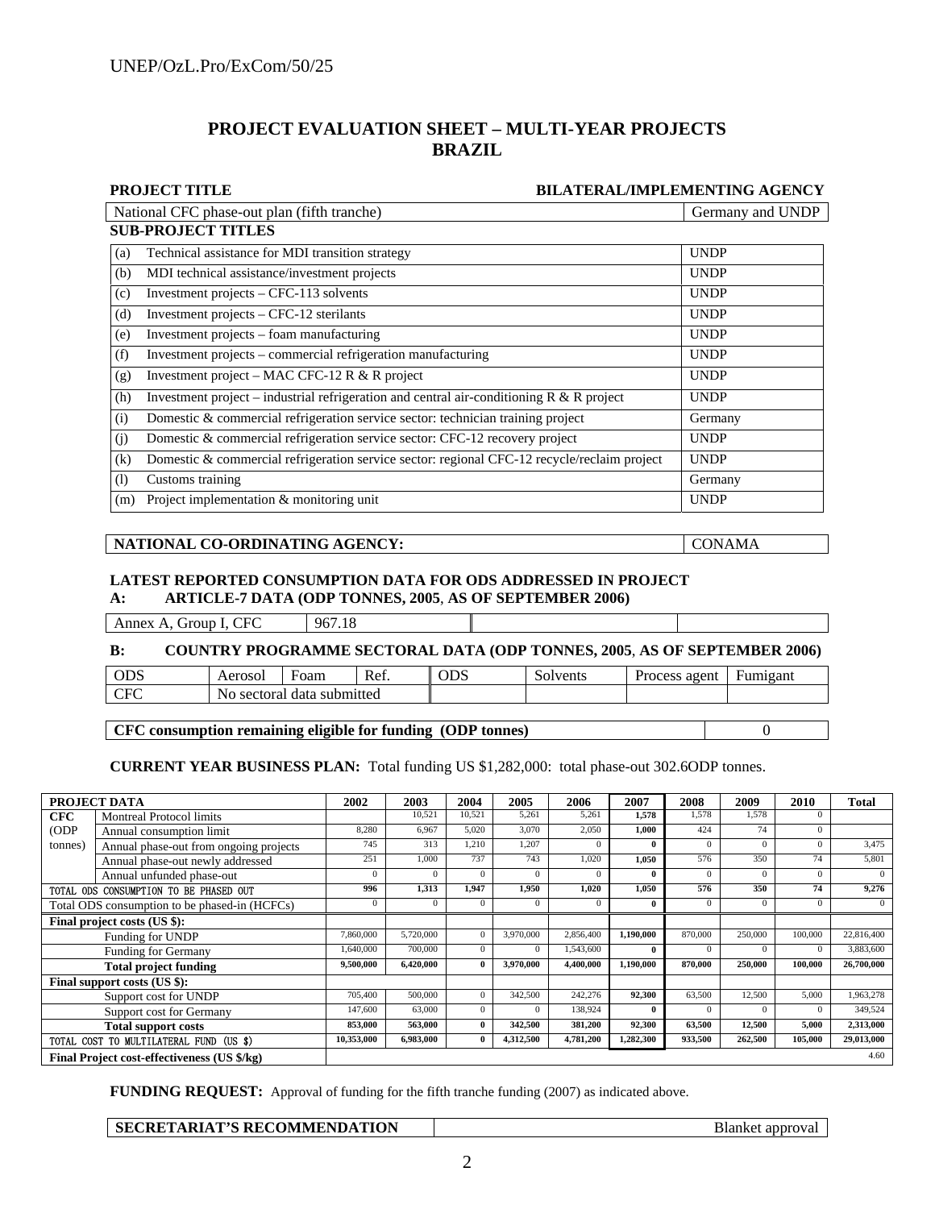# PROJECT EVALUATION SHEET – MULTI-YEAR PROJECTS
# BRAZIL

| PROJECT TITLE | BILATERAL/IMPLEMENTING AGENCY |
|---|---|
| National CFC phase-out plan (fifth tranche) | Germany and UNDP |

**SUB-PROJECT TITLES**

| | | |
|---|---|---|
| (a) | Technical assistance for MDI transition strategy | UNDP |
| (b) | MDI technical assistance/investment projects | UNDP |
| (c) | Investment projects – CFC-113 solvents | UNDP |
| (d) | Investment projects – CFC-12 sterilants | UNDP |
| (e) | Investment projects – foam manufacturing | UNDP |
| (f) | Investment projects – commercial refrigeration manufacturing | UNDP |
| (g) | Investment project – MAC CFC-12 R & R project | UNDP |
| (h) | Investment project – industrial refrigeration and central air-conditioning R & R project | UNDP |
| (i) | Domestic & commercial refrigeration service sector: technician training project | Germany |
| (j) | Domestic & commercial refrigeration service sector: CFC-12 recovery project | UNDP |
| (k) | Domestic & commercial refrigeration service sector: regional CFC-12 recycle/reclaim project | UNDP |
| (l) | Customs training | Germany |
| (m) | Project implementation & monitoring unit | UNDP |

| NATIONAL CO-ORDINATING AGENCY: | CONAMA |
|---|---|

**LATEST REPORTED CONSUMPTION DATA FOR ODS ADDRESSED IN PROJECT**
**A: ARTICLE-7 DATA (ODP TONNES, 2005, AS OF SEPTEMBER 2006)**

| Annex A, Group I, CFC | 967.18 | | |
|---|---|---|---|

**B: COUNTRY PROGRAMME SECTORAL DATA (ODP TONNES, 2005, AS OF SEPTEMBER 2006)**

| ODS | Aerosol | Foam | Ref. | ODS | Solvents | Process agent | Fumigant |
|---|---|---|---|---|---|---|---|
| CFC | No sectoral data submitted | | | | | | |

| CFC consumption remaining eligible for funding (ODP tonnes) | 0 |
|---|---|

**CURRENT YEAR BUSINESS PLAN:** Total funding US $1,282,000: total phase-out 302.6ODP tonnes.

| PROJECT DATA | | 2002 | 2003 | 2004 | 2005 | 2006 | 2007 | 2008 | 2009 | 2010 | Total |
|---|---|---|---|---|---|---|---|---|---|---|---|
| CFC (ODP tonnes) | Montreal Protocol limits | | 10,521 | 10,521 | 5,261 | 5,261 | 1,578 | 1,578 | 1,578 | 0 | |
| | Annual consumption limit | 8,280 | 6,967 | 5,020 | 3,070 | 2,050 | 1,000 | 424 | 74 | 0 | |
| | Annual phase-out from ongoing projects | 745 | 313 | 1,210 | 1,207 | 0 | 0 | 0 | 0 | 0 | 3,475 |
| | Annual phase-out newly addressed | 251 | 1,000 | 737 | 743 | 1,020 | 1,050 | 576 | 350 | 74 | 5,801 |
| | Annual unfunded phase-out | 0 | 0 | 0 | 0 | 0 | 0 | 0 | 0 | 0 | 0 |
| TOTAL ODS CONSUMPTION TO BE PHASED OUT | | 996 | 1,313 | 1,947 | 1,950 | 1,020 | 1,050 | 576 | 350 | 74 | 9,276 |
| Total ODS consumption to be phased-in (HCFCs) | | 0 | 0 | 0 | 0 | 0 | 0 | 0 | 0 | 0 | 0 |
| **Final project costs (US $):** | | | | | | | | | | | |
| | Funding for UNDP | 7,860,000 | 5,720,000 | 0 | 3,970,000 | 2,856,400 | 1,190,000 | 870,000 | 250,000 | 100,000 | 22,816,400 |
| | Funding for Germany | 1,640,000 | 700,000 | 0 | 0 | 1,543,600 | 0 | 0 | 0 | 0 | 3,883,600 |
| | **Total project funding** | 9,500,000 | 6,420,000 | 0 | 3,970,000 | 4,400,000 | 1,190,000 | 870,000 | 250,000 | 100,000 | 26,700,000 |
| **Final support costs (US $):** | | | | | | | | | | | |
| | Support cost for UNDP | 705,400 | 500,000 | 0 | 342,500 | 242,276 | 92,300 | 63,500 | 12,500 | 5,000 | 1,963,278 |
| | Support cost for Germany | 147,600 | 63,000 | 0 | 0 | 138,924 | 0 | 0 | 0 | 0 | 349,524 |
| | **Total support costs** | 853,000 | 563,000 | 0 | 342,500 | 381,200 | 92,300 | 63,500 | 12,500 | 5,000 | 2,313,000 |
| TOTAL COST TO MULTILATERAL FUND (US $) | | 10,353,000 | 6,983,000 | 0 | 4,312,500 | 4,781,200 | 1,282,300 | 933,500 | 262,500 | 105,000 | 29,013,000 |
| **Final Project cost-effectiveness (US $/kg)** | | | | | | | | | | | 4.60 |

**FUNDING REQUEST:** Approval of funding for the fifth tranche funding (2007) as indicated above.

| SECRETARIAT'S RECOMMENDATION | Blanket approval |
|---|---|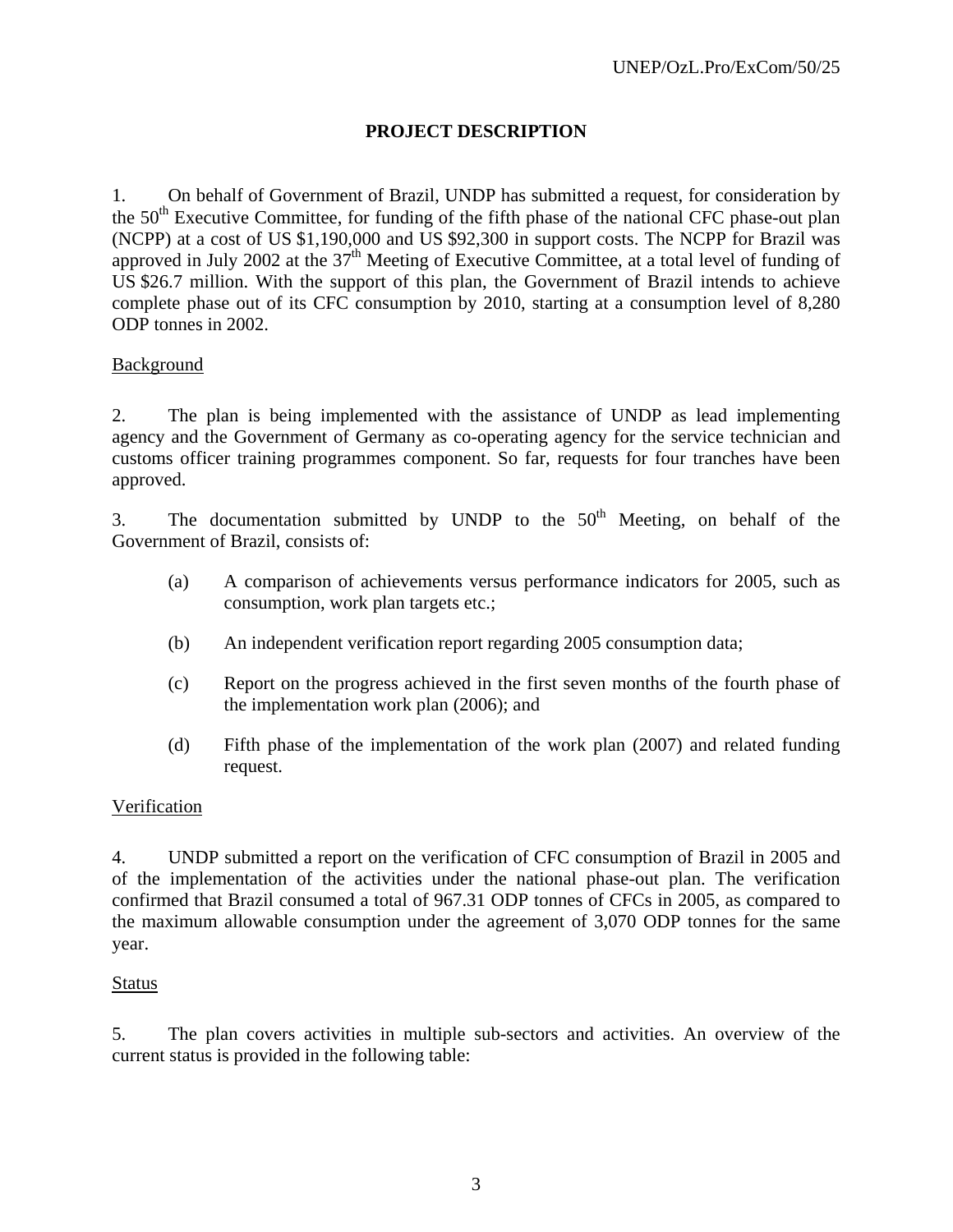## PROJECT DESCRIPTION

1. On behalf of Government of Brazil, UNDP has submitted a request, for consideration by the 50th Executive Committee, for funding of the fifth phase of the national CFC phase-out plan (NCPP) at a cost of US $1,190,000 and US $92,300 in support costs. The NCPP for Brazil was approved in July 2002 at the 37th Meeting of Executive Committee, at a total level of funding of US $26.7 million. With the support of this plan, the Government of Brazil intends to achieve complete phase out of its CFC consumption by 2010, starting at a consumption level of 8,280 ODP tonnes in 2002.

### Background

2. The plan is being implemented with the assistance of UNDP as lead implementing agency and the Government of Germany as co-operating agency for the service technician and customs officer training programmes component. So far, requests for four tranches have been approved.

3. The documentation submitted by UNDP to the 50th Meeting, on behalf of the Government of Brazil, consists of:

(a) A comparison of achievements versus performance indicators for 2005, such as consumption, work plan targets etc.;

(b) An independent verification report regarding 2005 consumption data;

(c) Report on the progress achieved in the first seven months of the fourth phase of the implementation work plan (2006); and

(d) Fifth phase of the implementation of the work plan (2007) and related funding request.

### Verification

4. UNDP submitted a report on the verification of CFC consumption of Brazil in 2005 and of the implementation of the activities under the national phase-out plan. The verification confirmed that Brazil consumed a total of 967.31 ODP tonnes of CFCs in 2005, as compared to the maximum allowable consumption under the agreement of 3,070 ODP tonnes for the same year.

### Status

5. The plan covers activities in multiple sub-sectors and activities. An overview of the current status is provided in the following table: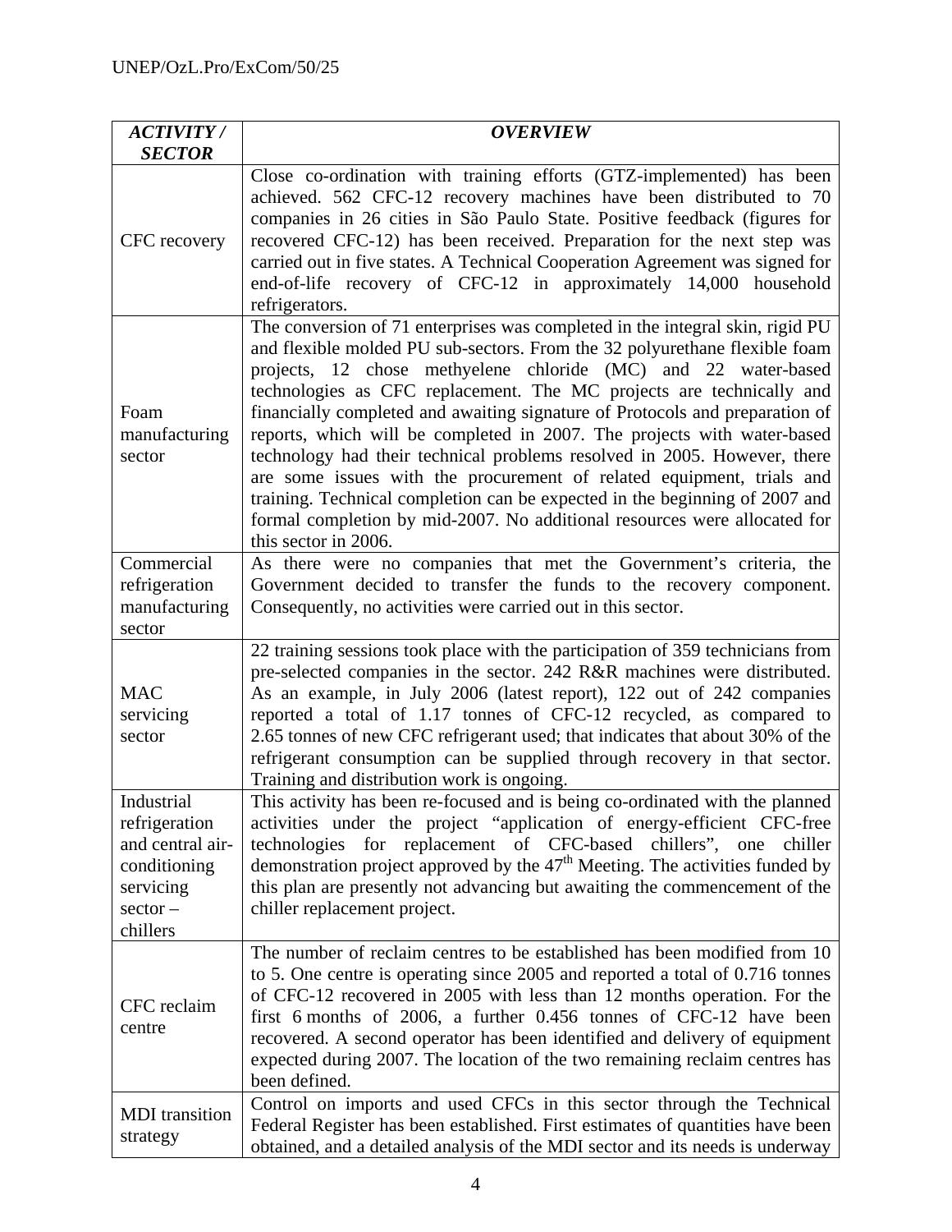| *ACTIVITY / SECTOR* | *OVERVIEW* |
|---|---|
| CFC recovery | Close co-ordination with training efforts (GTZ-implemented) has been achieved. 562 CFC-12 recovery machines have been distributed to 70 companies in 26 cities in São Paulo State. Positive feedback (figures for recovered CFC-12) has been received. Preparation for the next step was carried out in five states. A Technical Cooperation Agreement was signed for end-of-life recovery of CFC-12 in approximately 14,000 household refrigerators. |
| Foam manufacturing sector | The conversion of 71 enterprises was completed in the integral skin, rigid PU and flexible molded PU sub-sectors. From the 32 polyurethane flexible foam projects, 12 chose methyelene chloride (MC) and 22 water-based technologies as CFC replacement. The MC projects are technically and financially completed and awaiting signature of Protocols and preparation of reports, which will be completed in 2007. The projects with water-based technology had their technical problems resolved in 2005. However, there are some issues with the procurement of related equipment, trials and training. Technical completion can be expected in the beginning of 2007 and formal completion by mid-2007. No additional resources were allocated for this sector in 2006. |
| Commercial refrigeration manufacturing sector | As there were no companies that met the Government's criteria, the Government decided to transfer the funds to the recovery component. Consequently, no activities were carried out in this sector. |
| MAC servicing sector | 22 training sessions took place with the participation of 359 technicians from pre-selected companies in the sector. 242 R&R machines were distributed. As an example, in July 2006 (latest report), 122 out of 242 companies reported a total of 1.17 tonnes of CFC-12 recycled, as compared to 2.65 tonnes of new CFC refrigerant used; that indicates that about 30% of the refrigerant consumption can be supplied through recovery in that sector. Training and distribution work is ongoing. |
| Industrial refrigeration and central air-conditioning servicing sector – chillers | This activity has been re-focused and is being co-ordinated with the planned activities under the project "application of energy-efficient CFC-free technologies for replacement of CFC-based chillers", one chiller demonstration project approved by the 47th Meeting. The activities funded by this plan are presently not advancing but awaiting the commencement of the chiller replacement project. |
| CFC reclaim centre | The number of reclaim centres to be established has been modified from 10 to 5. One centre is operating since 2005 and reported a total of 0.716 tonnes of CFC-12 recovered in 2005 with less than 12 months operation. For the first 6 months of 2006, a further 0.456 tonnes of CFC-12 have been recovered. A second operator has been identified and delivery of equipment expected during 2007. The location of the two remaining reclaim centres has been defined. |
| MDI transition strategy | Control on imports and used CFCs in this sector through the Technical Federal Register has been established. First estimates of quantities have been obtained, and a detailed analysis of the MDI sector and its needs is underway |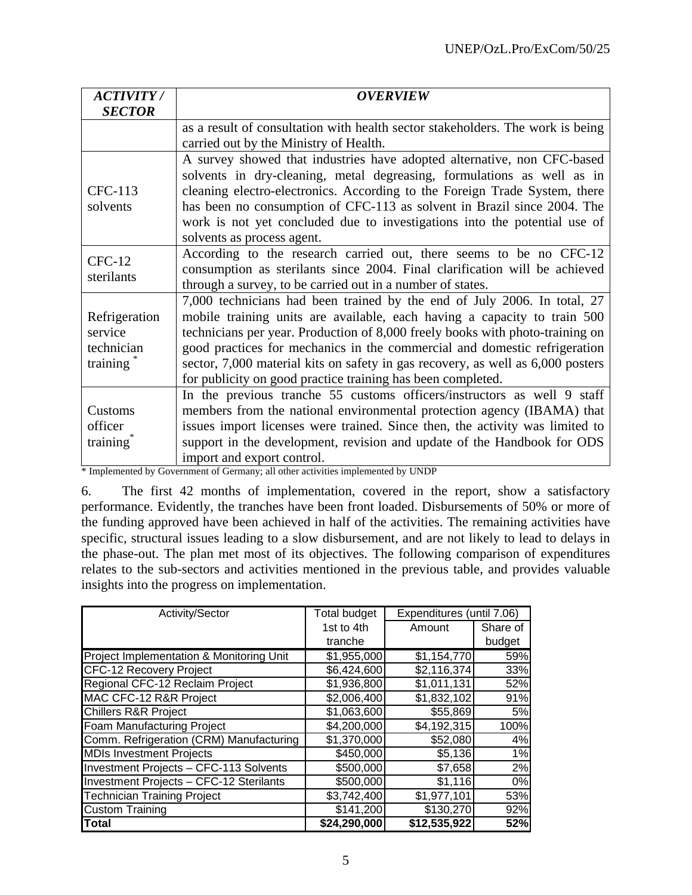| *ACTIVITY / SECTOR* | *OVERVIEW* |
|---|---|
| | as a result of consultation with health sector stakeholders. The work is being carried out by the Ministry of Health. |
| CFC-113 solvents | A survey showed that industries have adopted alternative, non CFC-based solvents in dry-cleaning, metal degreasing, formulations as well as in cleaning electro-electronics. According to the Foreign Trade System, there has been no consumption of CFC-113 as solvent in Brazil since 2004. The work is not yet concluded due to investigations into the potential use of solvents as process agent. |
| CFC-12 sterilants | According to the research carried out, there seems to be no CFC-12 consumption as sterilants since 2004. Final clarification will be achieved through a survey, to be carried out in a number of states. |
| Refrigeration service technician training * | 7,000 technicians had been trained by the end of July 2006. In total, 27 mobile training units are available, each having a capacity to train 500 technicians per year. Production of 8,000 freely books with photo-training on good practices for mechanics in the commercial and domestic refrigeration sector, 7,000 material kits on safety in gas recovery, as well as 6,000 posters for publicity on good practice training has been completed. |
| Customs officer training* | In the previous tranche 55 customs officers/instructors as well 9 staff members from the national environmental protection agency (IBAMA) that issues import licenses were trained. Since then, the activity was limited to support in the development, revision and update of the Handbook for ODS import and export control. |

* Implemented by Government of Germany; all other activities implemented by UNDP

6. The first 42 months of implementation, covered in the report, show a satisfactory performance. Evidently, the tranches have been front loaded. Disbursements of 50% or more of the funding approved have been achieved in half of the activities. The remaining activities have specific, structural issues leading to a slow disbursement, and are not likely to lead to delays in the phase-out. The plan met most of its objectives. The following comparison of expenditures relates to the sub-sectors and activities mentioned in the previous table, and provides valuable insights into the progress on implementation.

| Activity/Sector | Total budget 1st to 4th tranche | Expenditures (until 7.06) Amount | Share of budget |
|---|---|---|---|
| Project Implementation & Monitoring Unit | $1,955,000 | $1,154,770 | 59% |
| CFC-12 Recovery Project | $6,424,600 | $2,116,374 | 33% |
| Regional CFC-12 Reclaim Project | $1,936,800 | $1,011,131 | 52% |
| MAC CFC-12 R&R Project | $2,006,400 | $1,832,102 | 91% |
| Chillers R&R Project | $1,063,600 | $55,869 | 5% |
| Foam Manufacturing Project | $4,200,000 | $4,192,315 | 100% |
| Comm. Refrigeration (CRM) Manufacturing | $1,370,000 | $52,080 | 4% |
| MDIs Investment Projects | $450,000 | $5,136 | 1% |
| Investment Projects – CFC-113 Solvents | $500,000 | $7,658 | 2% |
| Investment Projects – CFC-12 Sterilants | $500,000 | $1,116 | 0% |
| Technician Training Project | $3,742,400 | $1,977,101 | 53% |
| Custom Training | $141,200 | $130,270 | 92% |
| **Total** | **$24,290,000** | **$12,535,922** | **52%** |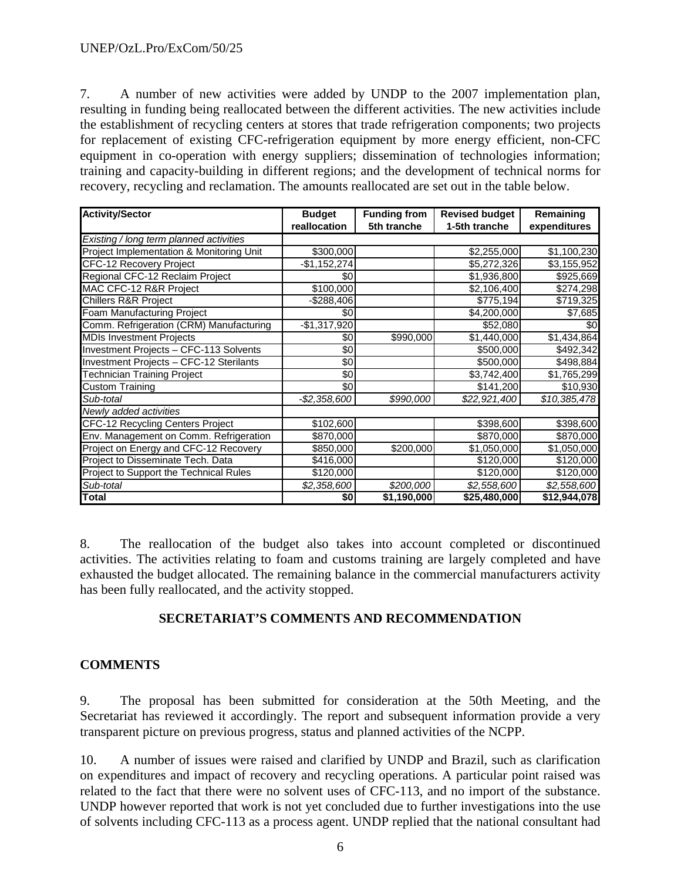7. A number of new activities were added by UNDP to the 2007 implementation plan, resulting in funding being reallocated between the different activities. The new activities include the establishment of recycling centers at stores that trade refrigeration components; two projects for replacement of existing CFC-refrigeration equipment by more energy efficient, non-CFC equipment in co-operation with energy suppliers; dissemination of technologies information; training and capacity-building in different regions; and the development of technical norms for recovery, recycling and reclamation. The amounts reallocated are set out in the table below.

| Activity/Sector | Budget reallocation | Funding from 5th tranche | Revised budget 1-5th tranche | Remaining expenditures |
|---|---|---|---|---|
| *Existing / long term planned activities* | | | | |
| Project Implementation & Monitoring Unit | $300,000 | | $2,255,000 | $1,100,230 |
| CFC-12 Recovery Project | -$1,152,274 | | $5,272,326 | $3,155,952 |
| Regional CFC-12 Reclaim Project | $0 | | $1,936,800 | $925,669 |
| MAC CFC-12 R&R Project | $100,000 | | $2,106,400 | $274,298 |
| Chillers R&R Project | -$288,406 | | $775,194 | $719,325 |
| Foam Manufacturing Project | $0 | | $4,200,000 | $7,685 |
| Comm. Refrigeration (CRM) Manufacturing | -$1,317,920 | | $52,080 | $0 |
| MDIs Investment Projects | $0 | $990,000 | $1,440,000 | $1,434,864 |
| Investment Projects – CFC-113 Solvents | $0 | | $500,000 | $492,342 |
| Investment Projects – CFC-12 Sterilants | $0 | | $500,000 | $498,884 |
| Technician Training Project | $0 | | $3,742,400 | $1,765,299 |
| Custom Training | $0 | | $141,200 | $10,930 |
| *Sub-total* | *-$2,358,600* | *$990,000* | *$22,921,400* | *$10,385,478* |
| *Newly added activities* | | | | |
| CFC-12 Recycling Centers Project | $102,600 | | $398,600 | $398,600 |
| Env. Management on Comm. Refrigeration | $870,000 | | $870,000 | $870,000 |
| Project on Energy and CFC-12 Recovery | $850,000 | $200,000 | $1,050,000 | $1,050,000 |
| Project to Disseminate Tech. Data | $416,000 | | $120,000 | $120,000 |
| Project to Support the Technical Rules | $120,000 | | $120,000 | $120,000 |
| *Sub-total* | *$2,358,600* | *$200,000* | *$2,558,600* | *$2,558,600* |
| **Total** | **$0** | **$1,190,000** | **$25,480,000** | **$12,944,078** |

8. The reallocation of the budget also takes into account completed or discontinued activities. The activities relating to foam and customs training are largely completed and have exhausted the budget allocated. The remaining balance in the commercial manufacturers activity has been fully reallocated, and the activity stopped.

## SECRETARIAT'S COMMENTS AND RECOMMENDATION

### COMMENTS

9. The proposal has been submitted for consideration at the 50th Meeting, and the Secretariat has reviewed it accordingly. The report and subsequent information provide a very transparent picture on previous progress, status and planned activities of the NCPP.

10. A number of issues were raised and clarified by UNDP and Brazil, such as clarification on expenditures and impact of recovery and recycling operations. A particular point raised was related to the fact that there were no solvent uses of CFC-113, and no import of the substance. UNDP however reported that work is not yet concluded due to further investigations into the use of solvents including CFC-113 as a process agent. UNDP replied that the national consultant had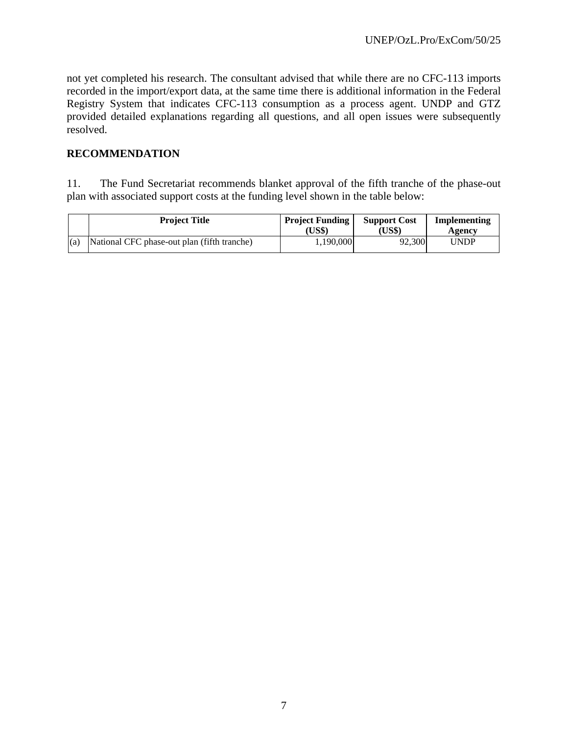not yet completed his research. The consultant advised that while there are no CFC-113 imports recorded in the import/export data, at the same time there is additional information in the Federal Registry System that indicates CFC-113 consumption as a process agent. UNDP and GTZ provided detailed explanations regarding all questions, and all open issues were subsequently resolved.

## RECOMMENDATION

11. The Fund Secretariat recommends blanket approval of the fifth tranche of the phase-out plan with associated support costs at the funding level shown in the table below:

| | Project Title | Project Funding (US$) | Support Cost (US$) | Implementing Agency |
|---|---|---|---|---|
| (a) | National CFC phase-out plan (fifth tranche) | 1,190,000 | 92,300 | UNDP |